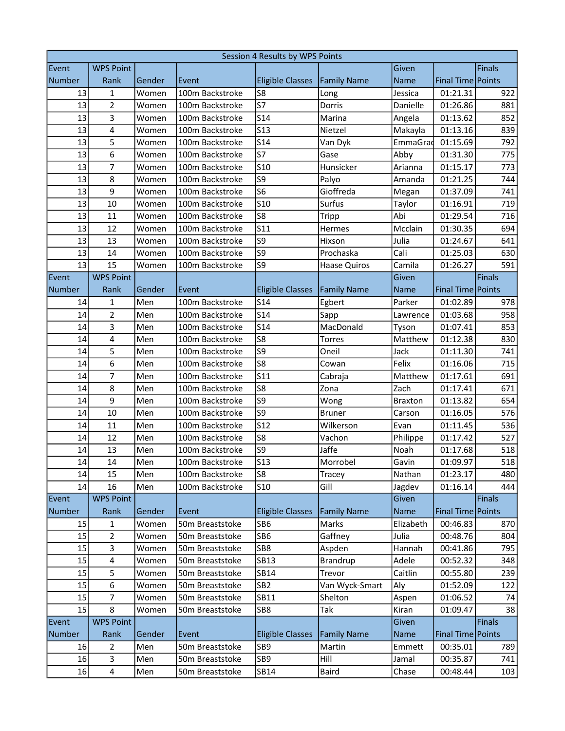| Session 4 Results by WPS Points | | | | | | | | |
|---|---|---|---|---|---|---|---|---|
| Event Number | WPS Point Rank | Gender | Event | Eligible Classes | Family Name | Given Name | Final Time | Finals Points |
| 13 | 1 | Women | 100m Backstroke | S8 | Long | Jessica | 01:21.31 | 922 |
| 13 | 2 | Women | 100m Backstroke | S7 | Dorris | Danielle | 01:26.86 | 881 |
| 13 | 3 | Women | 100m Backstroke | S14 | Marina | Angela | 01:13.62 | 852 |
| 13 | 4 | Women | 100m Backstroke | S13 | Nietzel | Makayla | 01:13.16 | 839 |
| 13 | 5 | Women | 100m Backstroke | S14 | Van Dyk | EmmaGrac | 01:15.69 | 792 |
| 13 | 6 | Women | 100m Backstroke | S7 | Gase | Abby | 01:31.30 | 775 |
| 13 | 7 | Women | 100m Backstroke | S10 | Hunsicker | Arianna | 01:15.17 | 773 |
| 13 | 8 | Women | 100m Backstroke | S9 | Palyo | Amanda | 01:21.25 | 744 |
| 13 | 9 | Women | 100m Backstroke | S6 | Gioffreda | Megan | 01:37.09 | 741 |
| 13 | 10 | Women | 100m Backstroke | S10 | Surfus | Taylor | 01:16.91 | 719 |
| 13 | 11 | Women | 100m Backstroke | S8 | Tripp | Abi | 01:29.54 | 716 |
| 13 | 12 | Women | 100m Backstroke | S11 | Hermes | Mcclain | 01:30.35 | 694 |
| 13 | 13 | Women | 100m Backstroke | S9 | Hixson | Julia | 01:24.67 | 641 |
| 13 | 14 | Women | 100m Backstroke | S9 | Prochaska | Cali | 01:25.03 | 630 |
| 13 | 15 | Women | 100m Backstroke | S9 | Haase Quiros | Camila | 01:26.27 | 591 |
| Event Number | WPS Point Rank | Gender | Event | Eligible Classes | Family Name | Given Name | Final Time | Finals Points |
| 14 | 1 | Men | 100m Backstroke | S14 | Egbert | Parker | 01:02.89 | 978 |
| 14 | 2 | Men | 100m Backstroke | S14 | Sapp | Lawrence | 01:03.68 | 958 |
| 14 | 3 | Men | 100m Backstroke | S14 | MacDonald | Tyson | 01:07.41 | 853 |
| 14 | 4 | Men | 100m Backstroke | S8 | Torres | Matthew | 01:12.38 | 830 |
| 14 | 5 | Men | 100m Backstroke | S9 | Oneil | Jack | 01:11.30 | 741 |
| 14 | 6 | Men | 100m Backstroke | S8 | Cowan | Felix | 01:16.06 | 715 |
| 14 | 7 | Men | 100m Backstroke | S11 | Cabraja | Matthew | 01:17.61 | 691 |
| 14 | 8 | Men | 100m Backstroke | S8 | Zona | Zach | 01:17.41 | 671 |
| 14 | 9 | Men | 100m Backstroke | S9 | Wong | Braxton | 01:13.82 | 654 |
| 14 | 10 | Men | 100m Backstroke | S9 | Bruner | Carson | 01:16.05 | 576 |
| 14 | 11 | Men | 100m Backstroke | S12 | Wilkerson | Evan | 01:11.45 | 536 |
| 14 | 12 | Men | 100m Backstroke | S8 | Vachon | Philippe | 01:17.42 | 527 |
| 14 | 13 | Men | 100m Backstroke | S9 | Jaffe | Noah | 01:17.68 | 518 |
| 14 | 14 | Men | 100m Backstroke | S13 | Morrobel | Gavin | 01:09.97 | 518 |
| 14 | 15 | Men | 100m Backstroke | S8 | Tracey | Nathan | 01:23.17 | 480 |
| 14 | 16 | Men | 100m Backstroke | S10 | Gill | Jagdev | 01:16.14 | 444 |
| Event Number | WPS Point Rank | Gender | Event | Eligible Classes | Family Name | Given Name | Final Time | Finals Points |
| 15 | 1 | Women | 50m Breaststoke | SB6 | Marks | Elizabeth | 00:46.83 | 870 |
| 15 | 2 | Women | 50m Breaststoke | SB6 | Gaffney | Julia | 00:48.76 | 804 |
| 15 | 3 | Women | 50m Breaststoke | SB8 | Aspden | Hannah | 00:41.86 | 795 |
| 15 | 4 | Women | 50m Breaststoke | SB13 | Brandrup | Adele | 00:52.32 | 348 |
| 15 | 5 | Women | 50m Breaststoke | SB14 | Trevor | Caitlin | 00:55.80 | 239 |
| 15 | 6 | Women | 50m Breaststoke | SB2 | Van Wyck-Smart | Aly | 01:52.09 | 122 |
| 15 | 7 | Women | 50m Breaststoke | SB11 | Shelton | Aspen | 01:06.52 | 74 |
| 15 | 8 | Women | 50m Breaststoke | SB8 | Tak | Kiran | 01:09.47 | 38 |
| Event Number | WPS Point Rank | Gender | Event | Eligible Classes | Family Name | Given Name | Final Time | Finals Points |
| 16 | 2 | Men | 50m Breaststoke | SB9 | Martin | Emmett | 00:35.01 | 789 |
| 16 | 3 | Men | 50m Breaststoke | SB9 | Hill | Jamal | 00:35.87 | 741 |
| 16 | 4 | Men | 50m Breaststoke | SB14 | Baird | Chase | 00:48.44 | 103 |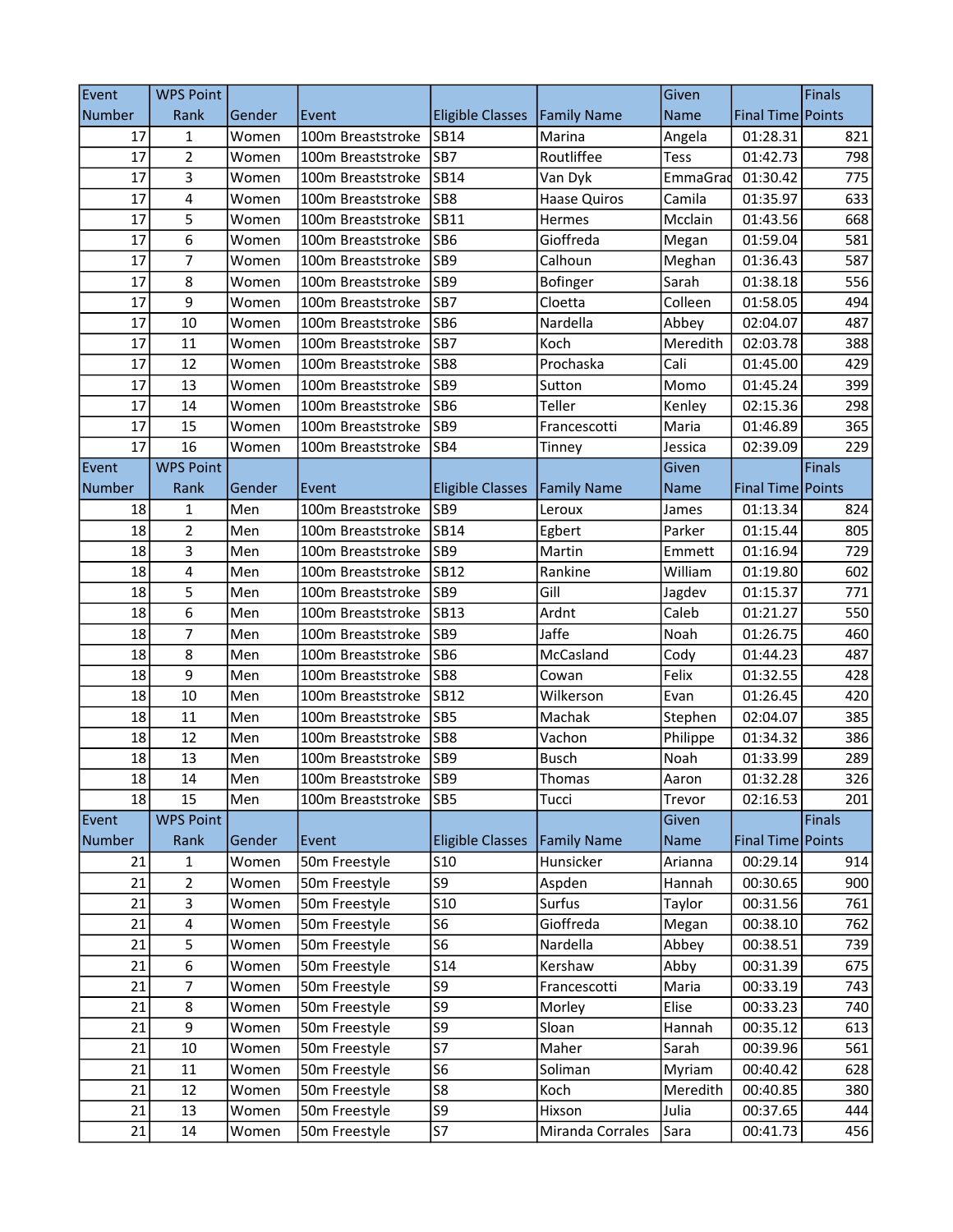| Event Number | WPS Point Rank | Gender | Event | Eligible Classes | Family Name | Given Name | Final Time | Finals Points |
|---|---|---|---|---|---|---|---|---|
| 17 | 1 | Women | 100m Breaststroke | SB14 | Marina | Angela | 01:28.31 | 821 |
| 17 | 2 | Women | 100m Breaststroke | SB7 | Routliffee | Tess | 01:42.73 | 798 |
| 17 | 3 | Women | 100m Breaststroke | SB14 | Van Dyk | EmmaGrac | 01:30.42 | 775 |
| 17 | 4 | Women | 100m Breaststroke | SB8 | Haase Quiros | Camila | 01:35.97 | 633 |
| 17 | 5 | Women | 100m Breaststroke | SB11 | Hermes | Mcclain | 01:43.56 | 668 |
| 17 | 6 | Women | 100m Breaststroke | SB6 | Gioffreda | Megan | 01:59.04 | 581 |
| 17 | 7 | Women | 100m Breaststroke | SB9 | Calhoun | Meghan | 01:36.43 | 587 |
| 17 | 8 | Women | 100m Breaststroke | SB9 | Bofinger | Sarah | 01:38.18 | 556 |
| 17 | 9 | Women | 100m Breaststroke | SB7 | Cloetta | Colleen | 01:58.05 | 494 |
| 17 | 10 | Women | 100m Breaststroke | SB6 | Nardella | Abbey | 02:04.07 | 487 |
| 17 | 11 | Women | 100m Breaststroke | SB7 | Koch | Meredith | 02:03.78 | 388 |
| 17 | 12 | Women | 100m Breaststroke | SB8 | Prochaska | Cali | 01:45.00 | 429 |
| 17 | 13 | Women | 100m Breaststroke | SB9 | Sutton | Momo | 01:45.24 | 399 |
| 17 | 14 | Women | 100m Breaststroke | SB6 | Teller | Kenley | 02:15.36 | 298 |
| 17 | 15 | Women | 100m Breaststroke | SB9 | Francescotti | Maria | 01:46.89 | 365 |
| 17 | 16 | Women | 100m Breaststroke | SB4 | Tinney | Jessica | 02:39.09 | 229 |
| Event Number | WPS Point Rank | Gender | Event | Eligible Classes | Family Name | Given Name | Final Time | Finals Points |
| 18 | 1 | Men | 100m Breaststroke | SB9 | Leroux | James | 01:13.34 | 824 |
| 18 | 2 | Men | 100m Breaststroke | SB14 | Egbert | Parker | 01:15.44 | 805 |
| 18 | 3 | Men | 100m Breaststroke | SB9 | Martin | Emmett | 01:16.94 | 729 |
| 18 | 4 | Men | 100m Breaststroke | SB12 | Rankine | William | 01:19.80 | 602 |
| 18 | 5 | Men | 100m Breaststroke | SB9 | Gill | Jagdev | 01:15.37 | 771 |
| 18 | 6 | Men | 100m Breaststroke | SB13 | Ardnt | Caleb | 01:21.27 | 550 |
| 18 | 7 | Men | 100m Breaststroke | SB9 | Jaffe | Noah | 01:26.75 | 460 |
| 18 | 8 | Men | 100m Breaststroke | SB6 | McCasland | Cody | 01:44.23 | 487 |
| 18 | 9 | Men | 100m Breaststroke | SB8 | Cowan | Felix | 01:32.55 | 428 |
| 18 | 10 | Men | 100m Breaststroke | SB12 | Wilkerson | Evan | 01:26.45 | 420 |
| 18 | 11 | Men | 100m Breaststroke | SB5 | Machak | Stephen | 02:04.07 | 385 |
| 18 | 12 | Men | 100m Breaststroke | SB8 | Vachon | Philippe | 01:34.32 | 386 |
| 18 | 13 | Men | 100m Breaststroke | SB9 | Busch | Noah | 01:33.99 | 289 |
| 18 | 14 | Men | 100m Breaststroke | SB9 | Thomas | Aaron | 01:32.28 | 326 |
| 18 | 15 | Men | 100m Breaststroke | SB5 | Tucci | Trevor | 02:16.53 | 201 |
| Event Number | WPS Point Rank | Gender | Event | Eligible Classes | Family Name | Given Name | Final Time | Finals Points |
| 21 | 1 | Women | 50m Freestyle | S10 | Hunsicker | Arianna | 00:29.14 | 914 |
| 21 | 2 | Women | 50m Freestyle | S9 | Aspden | Hannah | 00:30.65 | 900 |
| 21 | 3 | Women | 50m Freestyle | S10 | Surfus | Taylor | 00:31.56 | 761 |
| 21 | 4 | Women | 50m Freestyle | S6 | Gioffreda | Megan | 00:38.10 | 762 |
| 21 | 5 | Women | 50m Freestyle | S6 | Nardella | Abbey | 00:38.51 | 739 |
| 21 | 6 | Women | 50m Freestyle | S14 | Kershaw | Abby | 00:31.39 | 675 |
| 21 | 7 | Women | 50m Freestyle | S9 | Francescotti | Maria | 00:33.19 | 743 |
| 21 | 8 | Women | 50m Freestyle | S9 | Morley | Elise | 00:33.23 | 740 |
| 21 | 9 | Women | 50m Freestyle | S9 | Sloan | Hannah | 00:35.12 | 613 |
| 21 | 10 | Women | 50m Freestyle | S7 | Maher | Sarah | 00:39.96 | 561 |
| 21 | 11 | Women | 50m Freestyle | S6 | Soliman | Myriam | 00:40.42 | 628 |
| 21 | 12 | Women | 50m Freestyle | S8 | Koch | Meredith | 00:40.85 | 380 |
| 21 | 13 | Women | 50m Freestyle | S9 | Hixson | Julia | 00:37.65 | 444 |
| 21 | 14 | Women | 50m Freestyle | S7 | Miranda Corrales | Sara | 00:41.73 | 456 |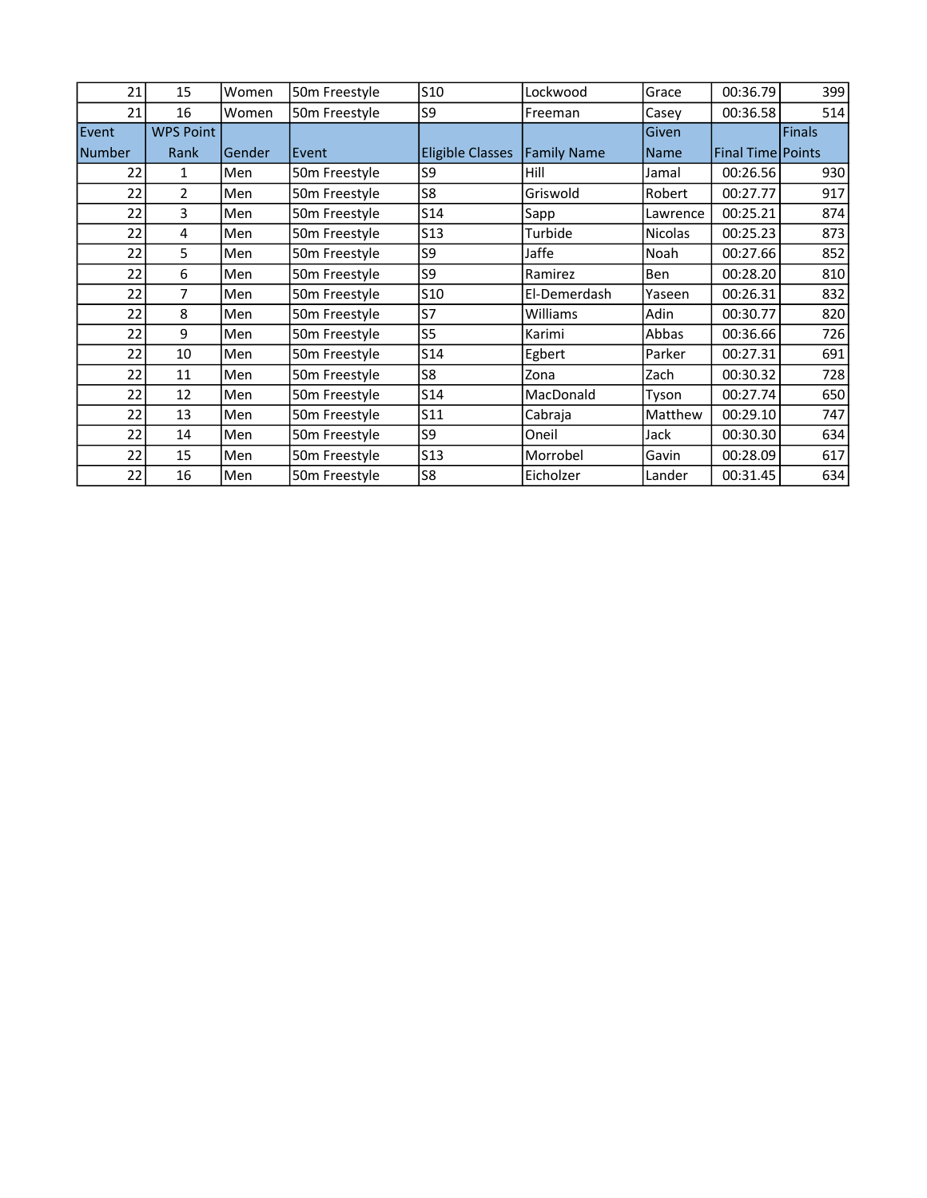| | | | | | | | | |
|---|---|---|---|---|---|---|---|---|
| 21 | 15 | Women | 50m Freestyle | S10 | Lockwood | Grace | 00:36.79 | 399 |
| 21 | 16 | Women | 50m Freestyle | S9 | Freeman | Casey | 00:36.58 | 514 |
| Event Number | WPS Point Rank | Gender | Event | Eligible Classes | Family Name | Given Name | Final Time | Finals Points |
| 22 | 1 | Men | 50m Freestyle | S9 | Hill | Jamal | 00:26.56 | 930 |
| 22 | 2 | Men | 50m Freestyle | S8 | Griswold | Robert | 00:27.77 | 917 |
| 22 | 3 | Men | 50m Freestyle | S14 | Sapp | Lawrence | 00:25.21 | 874 |
| 22 | 4 | Men | 50m Freestyle | S13 | Turbide | Nicolas | 00:25.23 | 873 |
| 22 | 5 | Men | 50m Freestyle | S9 | Jaffe | Noah | 00:27.66 | 852 |
| 22 | 6 | Men | 50m Freestyle | S9 | Ramirez | Ben | 00:28.20 | 810 |
| 22 | 7 | Men | 50m Freestyle | S10 | El-Demerdash | Yaseen | 00:26.31 | 832 |
| 22 | 8 | Men | 50m Freestyle | S7 | Williams | Adin | 00:30.77 | 820 |
| 22 | 9 | Men | 50m Freestyle | S5 | Karimi | Abbas | 00:36.66 | 726 |
| 22 | 10 | Men | 50m Freestyle | S14 | Egbert | Parker | 00:27.31 | 691 |
| 22 | 11 | Men | 50m Freestyle | S8 | Zona | Zach | 00:30.32 | 728 |
| 22 | 12 | Men | 50m Freestyle | S14 | MacDonald | Tyson | 00:27.74 | 650 |
| 22 | 13 | Men | 50m Freestyle | S11 | Cabraja | Matthew | 00:29.10 | 747 |
| 22 | 14 | Men | 50m Freestyle | S9 | Oneil | Jack | 00:30.30 | 634 |
| 22 | 15 | Men | 50m Freestyle | S13 | Morrobel | Gavin | 00:28.09 | 617 |
| 22 | 16 | Men | 50m Freestyle | S8 | Eicholzer | Lander | 00:31.45 | 634 |